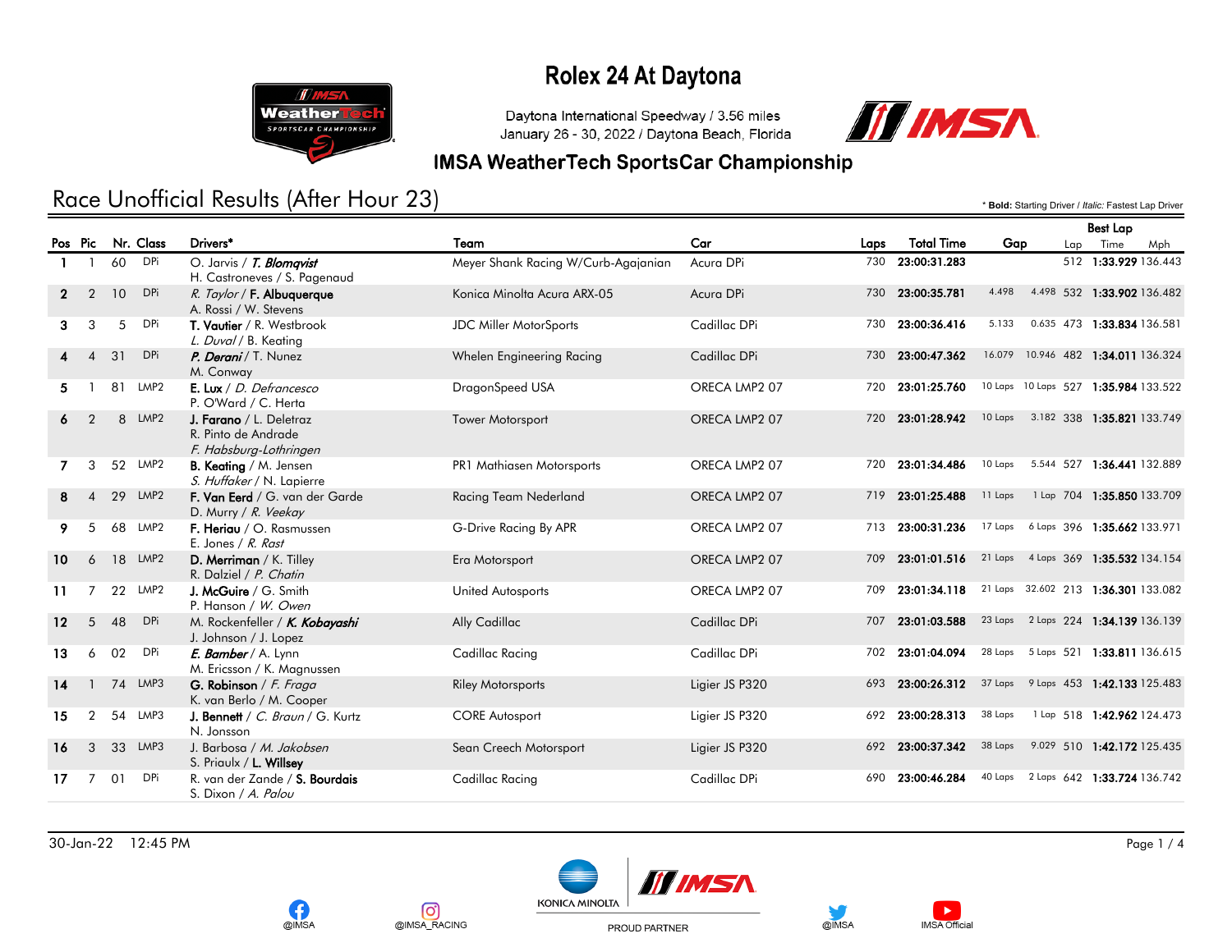# Rolex 24 At Daytona

Daytona International Speedway / 3.56 miles
January 26 - 30, 2022 / Daytona Beach, Florida

## IMSA WeatherTech SportsCar Championship

## Race Unofficial Results (After Hour 23)

\* **Bold**: Starting Driver / *Italic*: Fastest Lap Driver

| Pos | Pic | Nr. | Class | Drivers* | Team | Car | Laps | Total Time | Gap | | Best Lap Lap | Best Lap Time | Best Lap Mph |
|---|---|---|---|---|---|---|---|---|---|---|---|---|---|
| 1 | 1 | 60 | DPi | O. Jarvis / ***T. Blomqvist*** / H. Castroneves / S. Pagenaud | Meyer Shank Racing W/Curb-Agajanian | Acura DPi | 730 | **23:00:31.283** | | | 512 | **1:33.929** | 136.443 |
| 2 | 2 | 10 | DPi | *R. Taylor* / **F. Albuquerque** / A. Rossi / W. Stevens | Konica Minolta Acura ARX-05 | Acura DPi | 730 | **23:00:35.781** | 4.498 | 4.498 | 532 | **1:33.902** | 136.482 |
| 3 | 3 | 5 | DPi | **T. Vautier** / R. Westbrook / *L. Duval* / B. Keating | JDC Miller MotorSports | Cadillac DPi | 730 | **23:00:36.416** | 5.133 | 0.635 | 473 | **1:33.834** | 136.581 |
| 4 | 4 | 31 | DPi | ***P. Derani*** / T. Nunez / M. Conway | Whelen Engineering Racing | Cadillac DPi | 730 | **23:00:47.362** | 16.079 | 10.946 | 482 | **1:34.011** | 136.324 |
| 5 | 1 | 81 | LMP2 | **E. Lux** / *D. Defrancesco* / P. O'Ward / C. Herta | DragonSpeed USA | ORECA LMP2 07 | 720 | **23:01:25.760** | 10 Laps | 10 Laps | 527 | **1:35.984** | 133.522 |
| 6 | 2 | 8 | LMP2 | **J. Farano** / L. Deletraz / R. Pinto de Andrade / *F. Habsburg-Lothringen* | Tower Motorsport | ORECA LMP2 07 | 720 | **23:01:28.942** | 10 Laps | 3.182 | 338 | **1:35.821** | 133.749 |
| 7 | 3 | 52 | LMP2 | **B. Keating** / M. Jensen / *S. Huffaker* / N. Lapierre | PR1 Mathiasen Motorsports | ORECA LMP2 07 | 720 | **23:01:34.486** | 10 Laps | 5.544 | 527 | **1:36.441** | 132.889 |
| 8 | 4 | 29 | LMP2 | **F. Van Eerd** / G. van der Garde / D. Murry / *R. Veekay* | Racing Team Nederland | ORECA LMP2 07 | 719 | **23:01:25.488** | 11 Laps | 1 Lap | 704 | **1:35.850** | 133.709 |
| 9 | 5 | 68 | LMP2 | **F. Heriau** / O. Rasmussen / E. Jones / *R. Rast* | G-Drive Racing By APR | ORECA LMP2 07 | 713 | **23:00:31.236** | 17 Laps | 6 Laps | 396 | **1:35.662** | 133.971 |
| 10 | 6 | 18 | LMP2 | **D. Merriman** / K. Tilley / R. Dalziel / *P. Chatin* | Era Motorsport | ORECA LMP2 07 | 709 | **23:01:01.516** | 21 Laps | 4 Laps | 369 | **1:35.532** | 134.154 |
| 11 | 7 | 22 | LMP2 | **J. McGuire** / G. Smith / P. Hanson / *W. Owen* | United Autosports | ORECA LMP2 07 | 709 | **23:01:34.118** | 21 Laps | 32.602 | 213 | **1:36.301** | 133.082 |
| 12 | 5 | 48 | DPi | M. Rockenfeller / ***K. Kobayashi*** / J. Johnson / J. Lopez | Ally Cadillac | Cadillac DPi | 707 | **23:01:03.588** | 23 Laps | 2 Laps | 224 | **1:34.139** | 136.139 |
| 13 | 6 | 02 | DPi | ***E. Bamber*** / A. Lynn / M. Ericsson / K. Magnussen | Cadillac Racing | Cadillac DPi | 702 | **23:01:04.094** | 28 Laps | 5 Laps | 521 | **1:33.811** | 136.615 |
| 14 | 1 | 74 | LMP3 | **G. Robinson** / *F. Fraga* / K. van Berlo / M. Cooper | Riley Motorsports | Ligier JS P320 | 693 | **23:00:26.312** | 37 Laps | 9 Laps | 453 | **1:42.133** | 125.483 |
| 15 | 2 | 54 | LMP3 | **J. Bennett** / *C. Braun* / G. Kurtz / N. Jonsson | CORE Autosport | Ligier JS P320 | 692 | **23:00:28.313** | 38 Laps | 1 Lap | 518 | **1:42.962** | 124.473 |
| 16 | 3 | 33 | LMP3 | J. Barbosa / *M. Jakobsen* / S. Priaulx / **L. Willsey** | Sean Creech Motorsport | Ligier JS P320 | 692 | **23:00:37.342** | 38 Laps | 9.029 | 510 | **1:42.172** | 125.435 |
| 17 | 7 | 01 | DPi | R. van der Zande / **S. Bourdais** / S. Dixon / *A. Palou* | Cadillac Racing | Cadillac DPi | 690 | **23:00:46.284** | 40 Laps | 2 Laps | 642 | **1:33.724** | 136.742 |

30-Jan-22 12:45 PM

@IMSA @IMSA_RACING PROUD PARTNER @IMSA IMSA Official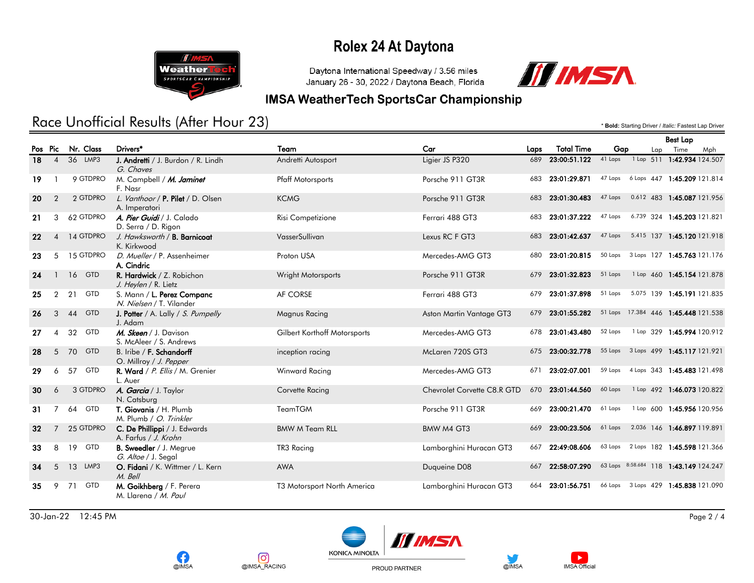# Rolex 24 At Daytona

Daytona International Speedway / 3.56 miles
January 26 - 30, 2022 / Daytona Beach, Florida

## IMSA WeatherTech SportsCar Championship

## Race Unofficial Results (After Hour 23)

\* **Bold**: Starting Driver / *Italic*: Fastest Lap Driver

| Pos | Pic | Nr. | Class | Drivers* | Team | Car | Laps | Total Time | Gap | | Best Lap Lap | Time | Mph |
|---|---|---|---|---|---|---|---|---|---|---|---|---|---|
| 18 | 4 | 36 | LMP3 | **J. Andretti** / J. Burdon / R. Lindh / *G. Chaves* | Andretti Autosport | Ligier JS P320 | 689 | 23:00:51.122 | 41 Laps | 1 Lap | 511 | 1:42.934 | 124.507 |
| 19 | 1 | 9 | GTDPRO | M. Campbell / ***M. Jaminet*** / F. Nasr | Pfaff Motorsports | Porsche 911 GT3R | 683 | 23:01:29.871 | 47 Laps | 6 Laps | 447 | 1:45.209 | 121.814 |
| 20 | 2 | 2 | GTDPRO | *L. Vanthoor* / **P. Pilet** / D. Olsen / A. Imperatori | KCMG | Porsche 911 GT3R | 683 | 23:01:30.483 | 47 Laps | 0.612 | 483 | 1:45.087 | 121.956 |
| 21 | 3 | 62 | GTDPRO | ***A. Pier Guidi*** / J. Calado / D. Serra / D. Rigon | Risi Competizione | Ferrari 488 GT3 | 683 | 23:01:37.222 | 47 Laps | 6.739 | 324 | 1:45.203 | 121.821 |
| 22 | 4 | 14 | GTDPRO | *J. Hawksworth* / **B. Barnicoat** / K. Kirkwood | VasserSullivan | Lexus RC F GT3 | 683 | 23:01:42.637 | 47 Laps | 5.415 | 137 | 1:45.120 | 121.918 |
| 23 | 5 | 15 | GTDPRO | *D. Mueller* / P. Assenheimer / **A. Cindric** | Proton USA | Mercedes-AMG GT3 | 680 | 23:01:20.815 | 50 Laps | 3 Laps | 127 | 1:45.763 | 121.176 |
| 24 | 1 | 16 | GTD | **R. Hardwick** / Z. Robichon / *J. Heylen* / R. Lietz | Wright Motorsports | Porsche 911 GT3R | 679 | 23:01:32.823 | 51 Laps | 1 Lap | 460 | 1:45.154 | 121.878 |
| 25 | 2 | 21 | GTD | S. Mann / **L. Perez Companc** / *N. Nielsen* / T. Vilander | AF CORSE | Ferrari 488 GT3 | 679 | 23:01:37.898 | 51 Laps | 5.075 | 139 | 1:45.191 | 121.835 |
| 26 | 3 | 44 | GTD | **J. Potter** / A. Lally / *S. Pumpelly* / J. Adam | Magnus Racing | Aston Martin Vantage GT3 | 679 | 23:01:55.282 | 51 Laps | 17.384 | 446 | 1:45.448 | 121.538 |
| 27 | 4 | 32 | GTD | ***M. Skeen*** / J. Davison / S. McAleer / S. Andrews | Gilbert Korthoff Motorsports | Mercedes-AMG GT3 | 678 | 23:01:43.480 | 52 Laps | 1 Lap | 329 | 1:45.994 | 120.912 |
| 28 | 5 | 70 | GTD | B. Iribe / **F. Schandorff** / O. Millroy / *J. Pepper* | inception racing | McLaren 720S GT3 | 675 | 23:00:32.778 | 55 Laps | 3 Laps | 499 | 1:45.117 | 121.921 |
| 29 | 6 | 57 | GTD | **R. Ward** / *P. Ellis* / M. Grenier / L. Auer | Winward Racing | Mercedes-AMG GT3 | 671 | 23:02:07.001 | 59 Laps | 4 Laps | 343 | 1:45.483 | 121.498 |
| 30 | 6 | 3 | GTDPRO | ***A. Garcia*** / J. Taylor / N. Catsburg | Corvette Racing | Chevrolet Corvette C8.R GTD | 670 | 23:01:44.560 | 60 Laps | 1 Lap | 492 | 1:46.073 | 120.822 |
| 31 | 7 | 64 | GTD | **T. Giovanis** / H. Plumb / M. Plumb / *O. Trinkler* | TeamTGM | Porsche 911 GT3R | 669 | 23:00:21.470 | 61 Laps | 1 Lap | 600 | 1:45.956 | 120.956 |
| 32 | 7 | 25 | GTDPRO | **C. De Phillippi** / J. Edwards / A. Farfus / *J. Krohn* | BMW M Team RLL | BMW M4 GT3 | 669 | 23:00:23.506 | 61 Laps | 2.036 | 146 | 1:46.897 | 119.891 |
| 33 | 8 | 19 | GTD | **B. Sweedler** / J. Megrue / *G. Altoe* / J. Segal | TR3 Racing | Lamborghini Huracan GT3 | 667 | 22:49:08.606 | 63 Laps | 2 Laps | 182 | 1:45.598 | 121.366 |
| 34 | 5 | 13 | LMP3 | **O. Fidani** / K. Wittmer / L. Kern / *M. Bell* | AWA | Duqueine D08 | 667 | 22:58:07.290 | 63 Laps | 8:58.684 | 118 | 1:43.149 | 124.247 |
| 35 | 9 | 71 | GTD | **M. Goikhberg** / F. Perera / M. Llarena / *M. Paul* | T3 Motorsport North America | Lamborghini Huracan GT3 | 664 | 23:01:56.751 | 66 Laps | 3 Laps | 429 | 1:45.838 | 121.090 |

30-Jan-22 12:45 PM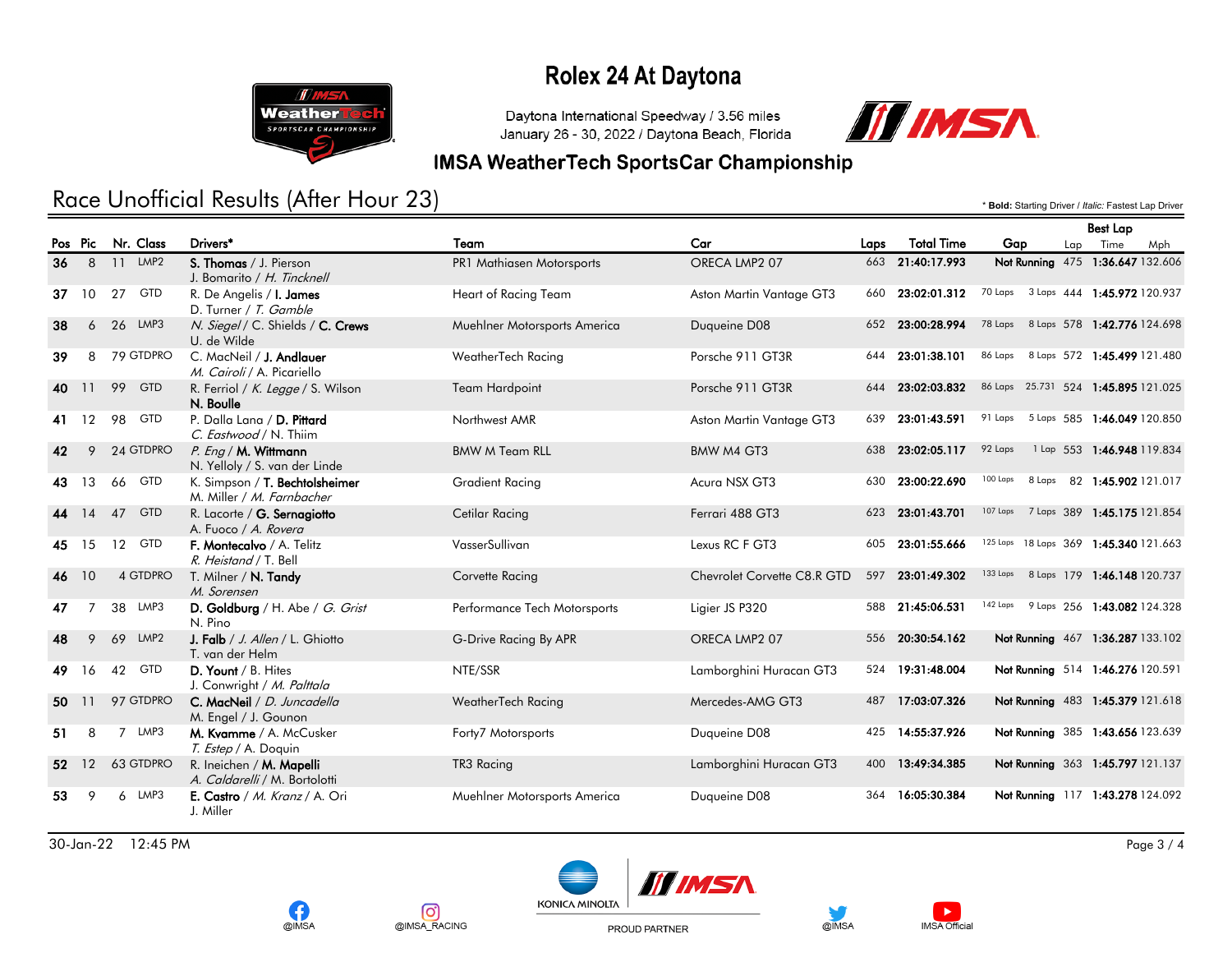# Rolex 24 At Daytona

Daytona International Speedway / 3.56 miles
January 26 - 30, 2022 / Daytona Beach, Florida

## IMSA WeatherTech SportsCar Championship

## Race Unofficial Results (After Hour 23)

* **Bold:** Starting Driver / *Italic:* Fastest Lap Driver

| Pos | Pic | Nr. | Class | Drivers* | Team | Car | Laps | Total Time | Gap | | Best Lap Lap | Time | Mph |
|---|---|---|---|---|---|---|---|---|---|---|---|---|---|
| 36 | 8 | 11 | LMP2 | **S. Thomas** / J. Pierson / J. Bomarito / *H. Tincknell* | PR1 Mathiasen Motorsports | ORECA LMP2 07 | 663 | 21:40:17.993 | Not Running | | 475 | 1:36.647 | 132.606 |
| 37 | 10 | 27 | GTD | R. De Angelis / **I. James** / D. Turner / *T. Gamble* | Heart of Racing Team | Aston Martin Vantage GT3 | 660 | 23:02:01.312 | 70 Laps | 3 Laps | 444 | 1:45.972 | 120.937 |
| 38 | 6 | 26 | LMP3 | *N. Siegel* / C. Shields / **C. Crews** / U. de Wilde | Muehlner Motorsports America | Duqueine D08 | 652 | 23:00:28.994 | 78 Laps | 8 Laps | 578 | 1:42.776 | 124.698 |
| 39 | 8 | 79 | GTDPRO | C. MacNeil / **J. Andlauer** / *M. Cairoli* / A. Picariello | WeatherTech Racing | Porsche 911 GT3R | 644 | 23:01:38.101 | 86 Laps | 8 Laps | 572 | 1:45.499 | 121.480 |
| 40 | 11 | 99 | GTD | R. Ferriol / *K. Legge* / S. Wilson / **N. Boulle** | Team Hardpoint | Porsche 911 GT3R | 644 | 23:02:03.832 | 86 Laps | 25.731 | 524 | 1:45.895 | 121.025 |
| 41 | 12 | 98 | GTD | P. Dalla Lana / **D. Pittard** / *C. Eastwood* / N. Thiim | Northwest AMR | Aston Martin Vantage GT3 | 639 | 23:01:43.591 | 91 Laps | 5 Laps | 585 | 1:46.049 | 120.850 |
| 42 | 9 | 24 | GTDPRO | *P. Eng* / **M. Wittmann** / N. Yelloly / S. van der Linde | BMW M Team RLL | BMW M4 GT3 | 638 | 23:02:05.117 | 92 Laps | 1 Lap | 553 | 1:46.948 | 119.834 |
| 43 | 13 | 66 | GTD | K. Simpson / **T. Bechtolsheimer** / M. Miller / *M. Farnbacher* | Gradient Racing | Acura NSX GT3 | 630 | 23:00:22.690 | 100 Laps | 8 Laps | 82 | 1:45.902 | 121.017 |
| 44 | 14 | 47 | GTD | R. Lacorte / **G. Sernagiotto** / A. Fuoco / *A. Rovera* | Cetilar Racing | Ferrari 488 GT3 | 623 | 23:01:43.701 | 107 Laps | 7 Laps | 389 | 1:45.175 | 121.854 |
| 45 | 15 | 12 | GTD | **F. Montecalvo** / A. Telitz / *R. Heistand* / T. Bell | VasserSullivan | Lexus RC F GT3 | 605 | 23:01:55.666 | 125 Laps | 18 Laps | 369 | 1:45.340 | 121.663 |
| 46 | 10 | 4 | GTDPRO | T. Milner / **N. Tandy** / *M. Sorensen* | Corvette Racing | Chevrolet Corvette C8.R GTD | 597 | 23:01:49.302 | 133 Laps | 8 Laps | 179 | 1:46.148 | 120.737 |
| 47 | 7 | 38 | LMP3 | **D. Goldburg** / H. Abe / *G. Grist* / N. Pino | Performance Tech Motorsports | Ligier JS P320 | 588 | 21:45:06.531 | 142 Laps | 9 Laps | 256 | 1:43.082 | 124.328 |
| 48 | 9 | 69 | LMP2 | **J. Falb** / *J. Allen* / L. Ghiotto / T. van der Helm | G-Drive Racing By APR | ORECA LMP2 07 | 556 | 20:30:54.162 | Not Running | | 467 | 1:36.287 | 133.102 |
| 49 | 16 | 42 | GTD | **D. Yount** / B. Hites / J. Conwright / *M. Palttala* | NTE/SSR | Lamborghini Huracan GT3 | 524 | 19:31:48.004 | Not Running | | 514 | 1:46.276 | 120.591 |
| 50 | 11 | 97 | GTDPRO | **C. MacNeil** / *D. Juncadella* / M. Engel / J. Gounon | WeatherTech Racing | Mercedes-AMG GT3 | 487 | 17:03:07.326 | Not Running | | 483 | 1:45.379 | 121.618 |
| 51 | 8 | 7 | LMP3 | **M. Kvamme** / A. McCusker / *T. Estep* / A. Doquin | Forty7 Motorsports | Duqueine D08 | 425 | 14:55:37.926 | Not Running | | 385 | 1:43.656 | 123.639 |
| 52 | 12 | 63 | GTDPRO | R. Ineichen / **M. Mapelli** / *A. Caldarelli* / M. Bortolotti | TR3 Racing | Lamborghini Huracan GT3 | 400 | 13:49:34.385 | Not Running | | 363 | 1:45.797 | 121.137 |
| 53 | 9 | 6 | LMP3 | **E. Castro** / *M. Kranz* / A. Ori / J. Miller | Muehlner Motorsports America | Duqueine D08 | 364 | 16:05:30.384 | Not Running | | 117 | 1:43.278 | 124.092 |

30-Jan-22 12:45 PM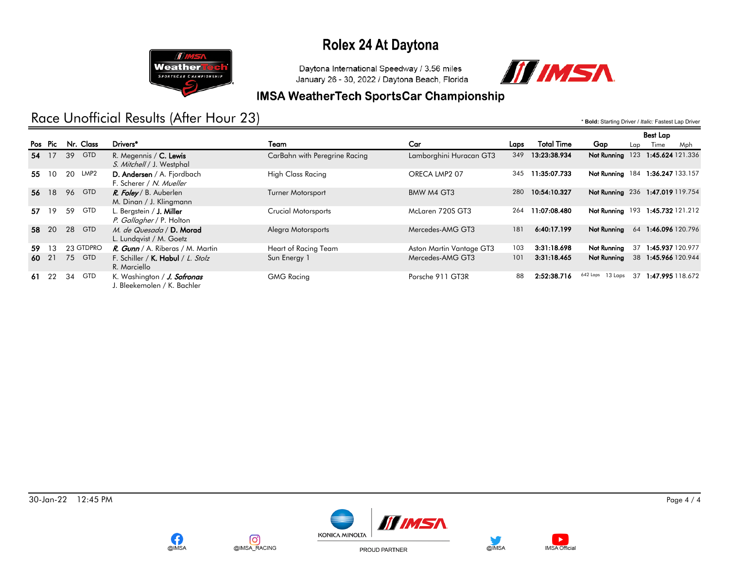# Rolex 24 At Daytona

Daytona International Speedway / 3.56 miles
January 26 - 30, 2022 / Daytona Beach, Florida

## IMSA WeatherTech SportsCar Championship

## Race Unofficial Results (After Hour 23)

\* **Bold:** Starting Driver / *Italic:* Fastest Lap Driver

| Pos | Pic | Nr. | Class | Drivers* | Team | Car | Laps | Total Time | Gap | Best Lap Lap | Best Lap Time | Best Lap Mph |
|---|---|---|---|---|---|---|---|---|---|---|---|---|
| 54 | 17 | 39 | GTD | R. Megennis / **C. Lewis** / *S. Mitchell* / J. Westphal | CarBahn with Peregrine Racing | Lamborghini Huracan GT3 | 349 | 13:23:38.934 | Not Running | 123 | 1:45.624 | 121.336 |
| 55 | 10 | 20 | LMP2 | **D. Andersen** / A. Fjordbach / F. Scherer / *N. Mueller* | High Class Racing | ORECA LMP2 07 | 345 | 11:35:07.733 | Not Running | 184 | 1:36.247 | 133.157 |
| 56 | 18 | 96 | GTD | ***R. Foley*** / B. Auberlen / M. Dinan / J. Klingmann | Turner Motorsport | BMW M4 GT3 | 280 | 10:54:10.327 | Not Running | 236 | 1:47.019 | 119.754 |
| 57 | 19 | 59 | GTD | L. Bergstein / **J. Miller** / *P. Gallagher* / P. Holton | Crucial Motorsports | McLaren 720S GT3 | 264 | 11:07:08.480 | Not Running | 193 | 1:45.732 | 121.212 |
| 58 | 20 | 28 | GTD | *M. de Quesada* / **D. Morad** / L. Lundqvist / M. Goetz | Alegra Motorsports | Mercedes-AMG GT3 | 181 | 6:40:17.199 | Not Running | 64 | 1:46.096 | 120.796 |
| 59 | 13 | 23 | GTDPRO | ***R. Gunn*** / A. Riberas / M. Martin | Heart of Racing Team | Aston Martin Vantage GT3 | 103 | 3:31:18.698 | Not Running | 37 | 1:45.937 | 120.977 |
| 60 | 21 | 75 | GTD | F. Schiller / **K. Habul** / *L. Stolz* / R. Marciello | Sun Energy 1 | Mercedes-AMG GT3 | 101 | 3:31:18.465 | Not Running | 38 | 1:45.966 | 120.944 |
| 61 | 22 | 34 | GTD | K. Washington / ***J. Sofronas*** / J. Bleekemolen / K. Bachler | GMG Racing | Porsche 911 GT3R | 88 | 2:52:38.716 | 642 Laps 13 Laps | 37 | 1:47.995 | 118.672 |

30-Jan-22 12:45 PM

@IMSA @IMSA_RACING KONICA MINOLTA IMSA PROUD PARTNER @IMSA IMSA Official